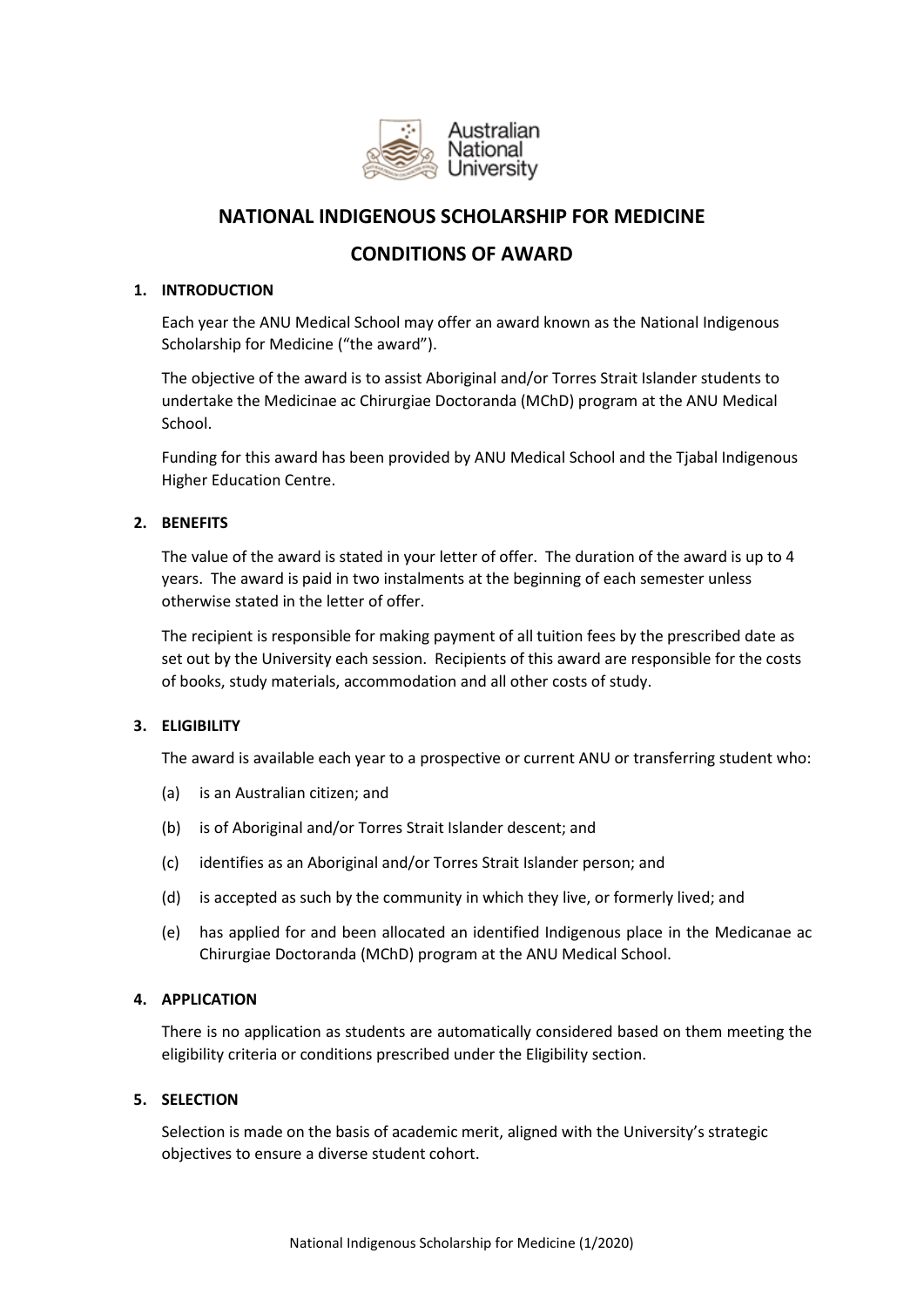# NATIONAL INDIGENOUS SCHOLARSHIP FOR MEDICINE

# CONDITIONS OF AWARD

## 1. INTRODUCTION

Each year the ANU Medical School may offer an award known as the National Indigenous Scholarship for Medicine ("the award").

The objective of the award is to assist Aboriginal and/or Torres Strait Islander students to undertake the Medicinae ac Chirurgiae Doctoranda (MChD) program at the ANU Medical School.

Funding for this award has been provided by ANU Medical School and the Tjabal Indigenous Higher Education Centre.

## 2. BENEFITS

The value of the award is stated in your letter of offer. The duration of the award is up to 4 years. The award is paid in two instalments at the beginning of each semester unless otherwise stated in the letter of offer.

The recipient is responsible for making payment of all tuition fees by the prescribed date as set out by the University each session. Recipients of this award are responsible for the costs of books, study materials, accommodation and all other costs of study.

## 3. ELIGIBILITY

The award is available each year to a prospective or current ANU or transferring student who:

(a) is an Australian citizen; and

(b) is of Aboriginal and/or Torres Strait Islander descent; and

(c) identifies as an Aboriginal and/or Torres Strait Islander person; and

(d) is accepted as such by the community in which they live, or formerly lived; and

(e) has applied for and been allocated an identified Indigenous place in the Medicanae ac Chirurgiae Doctoranda (MChD) program at the ANU Medical School.

## 4. APPLICATION

There is no application as students are automatically considered based on them meeting the eligibility criteria or conditions prescribed under the Eligibility section.

## 5. SELECTION

Selection is made on the basis of academic merit, aligned with the University's strategic objectives to ensure a diverse student cohort.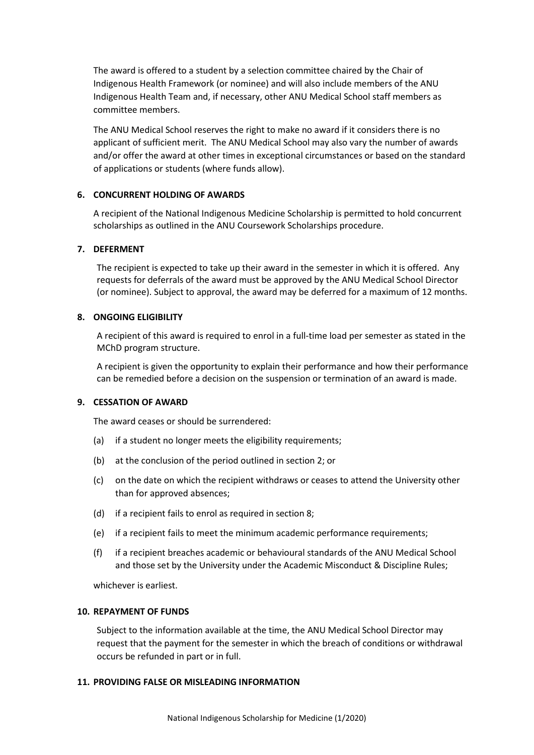The award is offered to a student by a selection committee chaired by the Chair of Indigenous Health Framework (or nominee) and will also include members of the ANU Indigenous Health Team and, if necessary, other ANU Medical School staff members as committee members.

The ANU Medical School reserves the right to make no award if it considers there is no applicant of sufficient merit. The ANU Medical School may also vary the number of awards and/or offer the award at other times in exceptional circumstances or based on the standard of applications or students (where funds allow).

## 6. CONCURRENT HOLDING OF AWARDS

A recipient of the National Indigenous Medicine Scholarship is permitted to hold concurrent scholarships as outlined in the ANU Coursework Scholarships procedure.

## 7. DEFERMENT

The recipient is expected to take up their award in the semester in which it is offered. Any requests for deferrals of the award must be approved by the ANU Medical School Director (or nominee). Subject to approval, the award may be deferred for a maximum of 12 months.

## 8. ONGOING ELIGIBILITY

A recipient of this award is required to enrol in a full-time load per semester as stated in the MChD program structure.

A recipient is given the opportunity to explain their performance and how their performance can be remedied before a decision on the suspension or termination of an award is made.

## 9. CESSATION OF AWARD

The award ceases or should be surrendered:

(a) if a student no longer meets the eligibility requirements;

(b) at the conclusion of the period outlined in section 2; or

(c) on the date on which the recipient withdraws or ceases to attend the University other than for approved absences;

(d) if a recipient fails to enrol as required in section 8;

(e) if a recipient fails to meet the minimum academic performance requirements;

(f) if a recipient breaches academic or behavioural standards of the ANU Medical School and those set by the University under the Academic Misconduct & Discipline Rules;

whichever is earliest.

## 10. REPAYMENT OF FUNDS

Subject to the information available at the time, the ANU Medical School Director may request that the payment for the semester in which the breach of conditions or withdrawal occurs be refunded in part or in full.

## 11. PROVIDING FALSE OR MISLEADING INFORMATION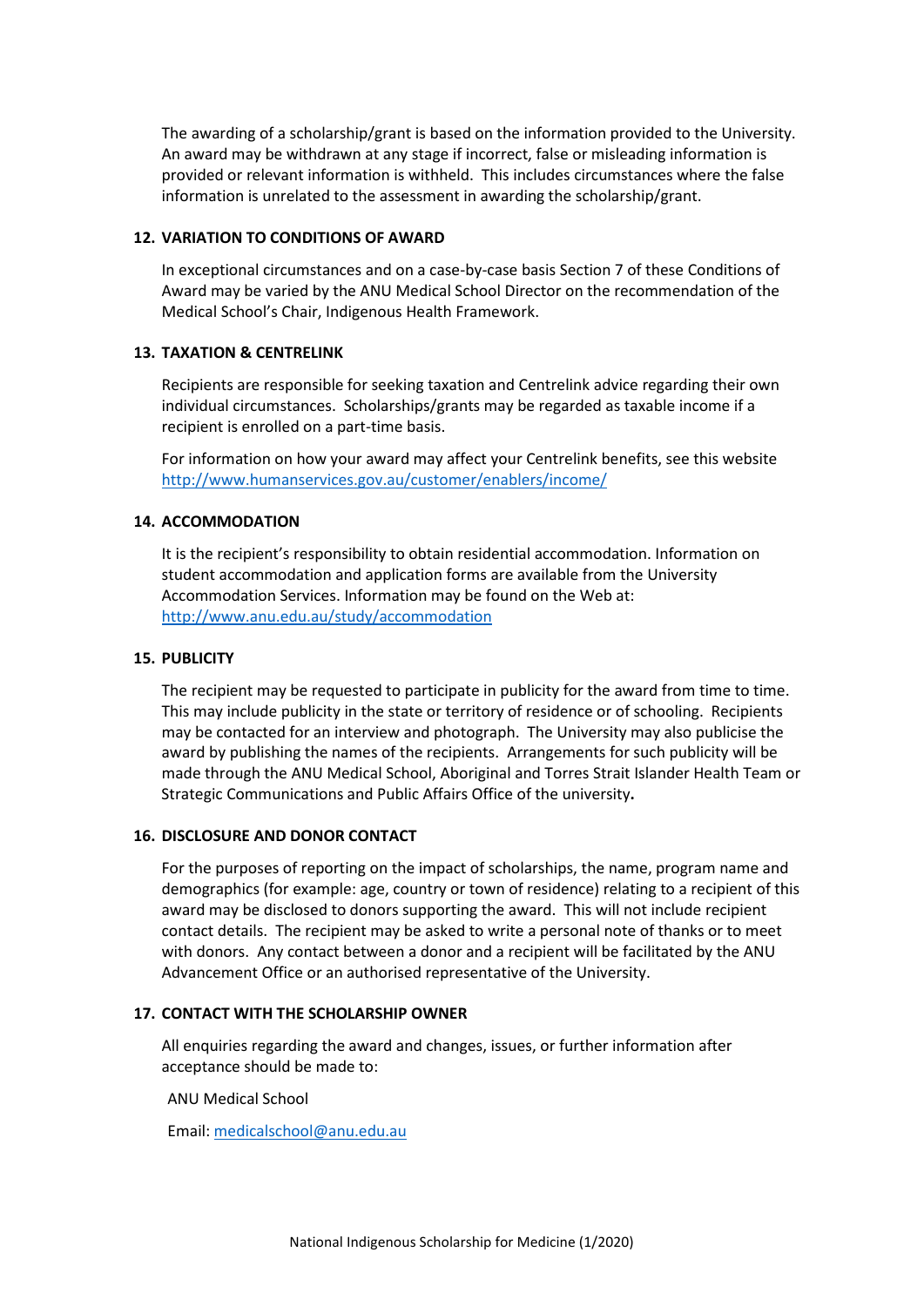The awarding of a scholarship/grant is based on the information provided to the University. An award may be withdrawn at any stage if incorrect, false or misleading information is provided or relevant information is withheld. This includes circumstances where the false information is unrelated to the assessment in awarding the scholarship/grant.

## 12. VARIATION TO CONDITIONS OF AWARD

In exceptional circumstances and on a case-by-case basis Section 7 of these Conditions of Award may be varied by the ANU Medical School Director on the recommendation of the Medical School's Chair, Indigenous Health Framework.

## 13. TAXATION & CENTRELINK

Recipients are responsible for seeking taxation and Centrelink advice regarding their own individual circumstances. Scholarships/grants may be regarded as taxable income if a recipient is enrolled on a part-time basis.

For information on how your award may affect your Centrelink benefits, see this website [http://www.humanservices.gov.au/customer/enablers/income/](http://www.humanservices.gov.au/customer/enablers/income/)

## 14. ACCOMMODATION

It is the recipient's responsibility to obtain residential accommodation. Information on student accommodation and application forms are available from the University Accommodation Services. Information may be found on the Web at: [http://www.anu.edu.au/study/accommodation](http://www.anu.edu.au/study/accommodation)

## 15. PUBLICITY

The recipient may be requested to participate in publicity for the award from time to time. This may include publicity in the state or territory of residence or of schooling. Recipients may be contacted for an interview and photograph. The University may also publicise the award by publishing the names of the recipients. Arrangements for such publicity will be made through the ANU Medical School, Aboriginal and Torres Strait Islander Health Team or Strategic Communications and Public Affairs Office of the university.

## 16. DISCLOSURE AND DONOR CONTACT

For the purposes of reporting on the impact of scholarships, the name, program name and demographics (for example: age, country or town of residence) relating to a recipient of this award may be disclosed to donors supporting the award. This will not include recipient contact details. The recipient may be asked to write a personal note of thanks or to meet with donors. Any contact between a donor and a recipient will be facilitated by the ANU Advancement Office or an authorised representative of the University.

## 17. CONTACT WITH THE SCHOLARSHIP OWNER

All enquiries regarding the award and changes, issues, or further information after acceptance should be made to:

ANU Medical School

Email: [medicalschool@anu.edu.au](mailto:medicalschool@anu.edu.au)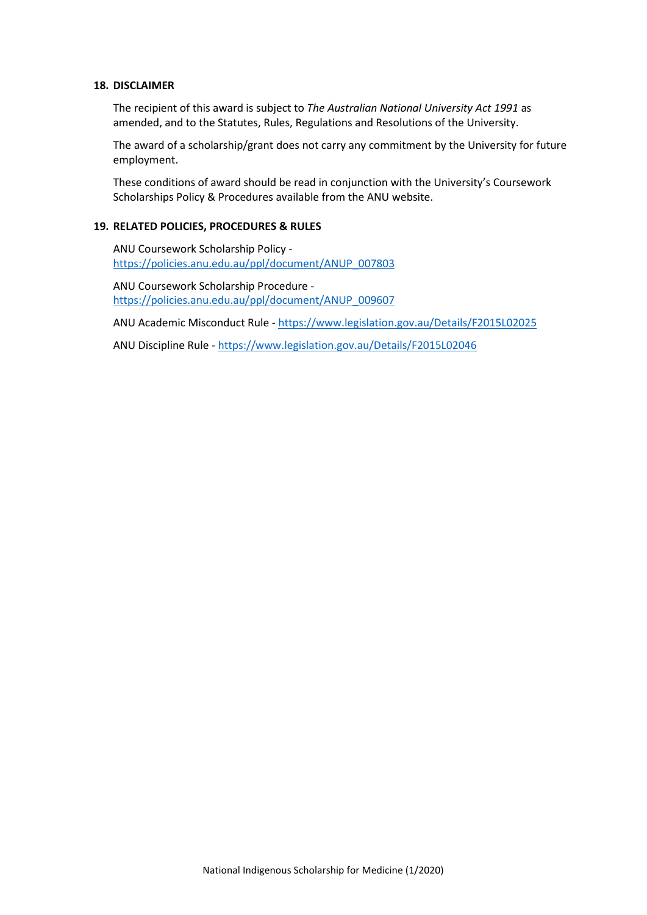## 18. DISCLAIMER

The recipient of this award is subject to *The Australian National University Act 1991* as amended, and to the Statutes, Rules, Regulations and Resolutions of the University.

The award of a scholarship/grant does not carry any commitment by the University for future employment.

These conditions of award should be read in conjunction with the University's Coursework Scholarships Policy & Procedures available from the ANU website.

## 19. RELATED POLICIES, PROCEDURES & RULES

ANU Coursework Scholarship Policy - https://policies.anu.edu.au/ppl/document/ANUP_007803

ANU Coursework Scholarship Procedure - https://policies.anu.edu.au/ppl/document/ANUP_009607

ANU Academic Misconduct Rule - https://www.legislation.gov.au/Details/F2015L02025

ANU Discipline Rule - https://www.legislation.gov.au/Details/F2015L02046